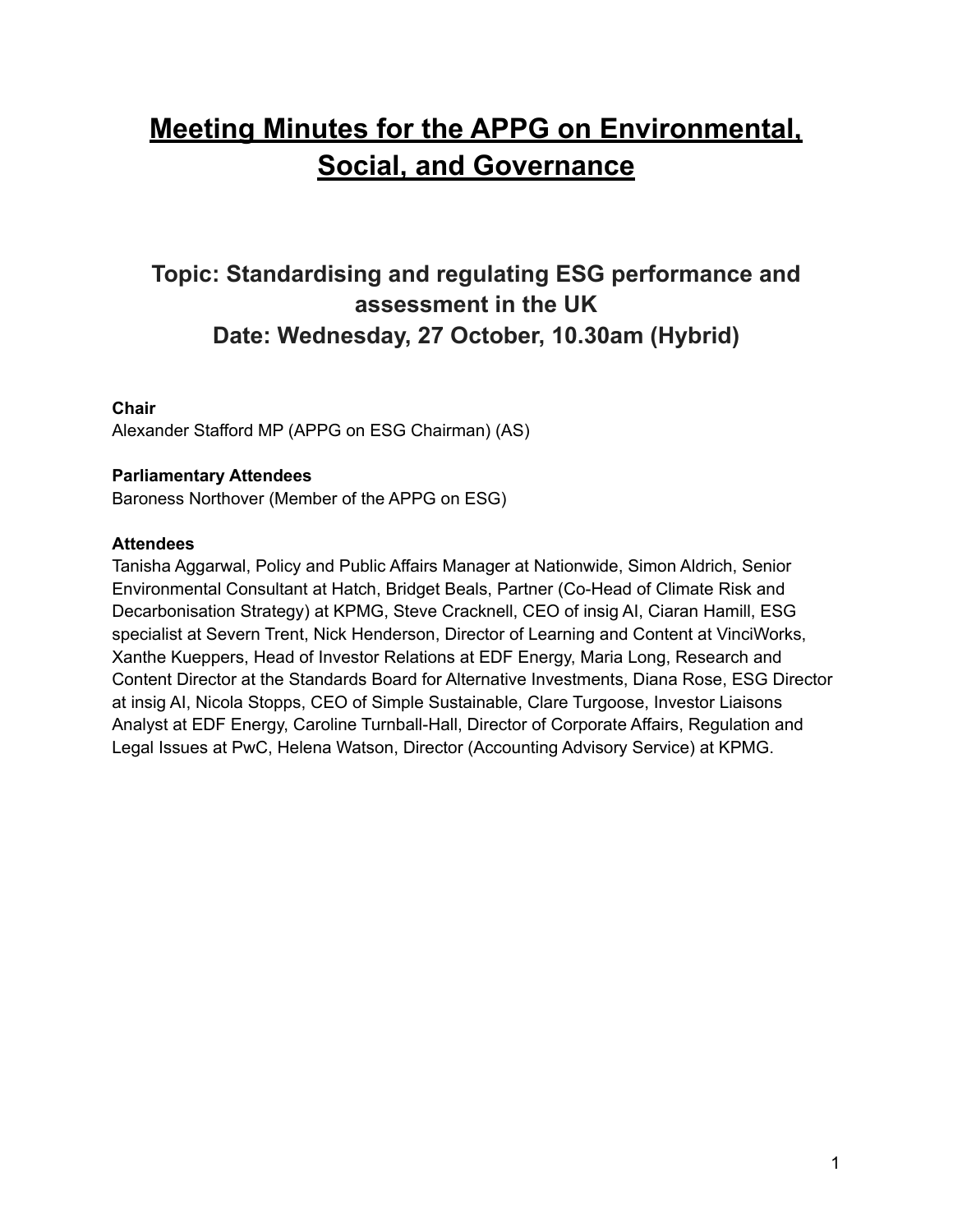# Meeting Minutes for the APPG on Environmental, Social, and Governance

## Topic: Standardising and regulating ESG performance and assessment in the UK
## Date: Wednesday, 27 October, 10.30am (Hybrid)

**Chair**
Alexander Stafford MP (APPG on ESG Chairman) (AS)

**Parliamentary Attendees**
Baroness Northover (Member of the APPG on ESG)

**Attendees**
Tanisha Aggarwal, Policy and Public Affairs Manager at Nationwide, Simon Aldrich, Senior Environmental Consultant at Hatch, Bridget Beals, Partner (Co-Head of Climate Risk and Decarbonisation Strategy) at KPMG, Steve Cracknell, CEO of insig AI, Ciaran Hamill, ESG specialist at Severn Trent, Nick Henderson, Director of Learning and Content at VinciWorks, Xanthe Kueppers, Head of Investor Relations at EDF Energy, Maria Long, Research and Content Director at the Standards Board for Alternative Investments, Diana Rose, ESG Director at insig AI, Nicola Stopps, CEO of Simple Sustainable, Clare Turgoose, Investor Liaisons Analyst at EDF Energy, Caroline Turnbull-Hall, Director of Corporate Affairs, Regulation and Legal Issues at PwC, Helena Watson, Director (Accounting Advisory Service) at KPMG.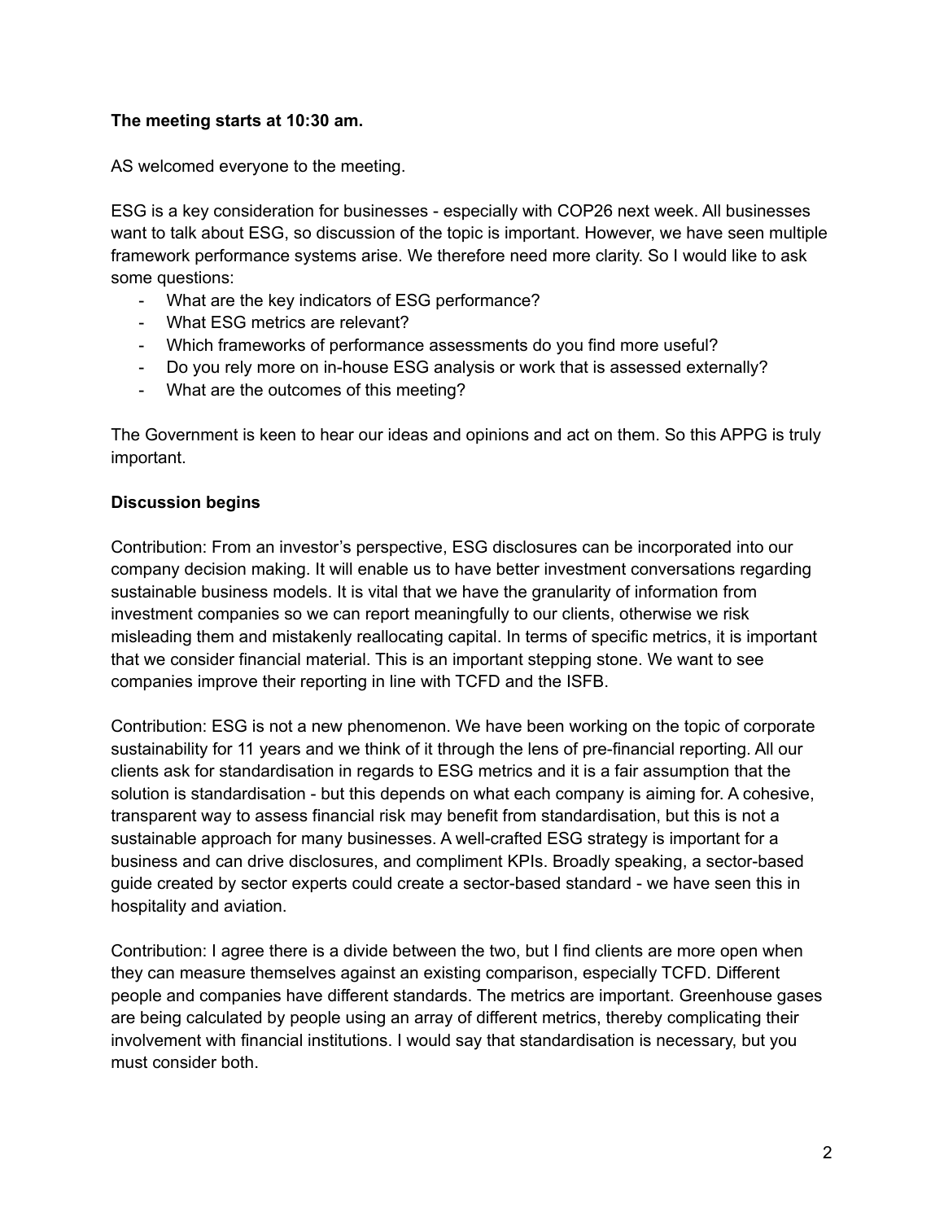**The meeting starts at 10:30 am.**

AS welcomed everyone to the meeting.

ESG is a key consideration for businesses - especially with COP26 next week. All businesses want to talk about ESG, so discussion of the topic is important. However, we have seen multiple framework performance systems arise. We therefore need more clarity. So I would like to ask some questions:

- What are the key indicators of ESG performance?
- What ESG metrics are relevant?
- Which frameworks of performance assessments do you find more useful?
- Do you rely more on in-house ESG analysis or work that is assessed externally?
- What are the outcomes of this meeting?

The Government is keen to hear our ideas and opinions and act on them. So this APPG is truly important.

**Discussion begins**

Contribution: From an investor's perspective, ESG disclosures can be incorporated into our company decision making. It will enable us to have better investment conversations regarding sustainable business models. It is vital that we have the granularity of information from investment companies so we can report meaningfully to our clients, otherwise we risk misleading them and mistakenly reallocating capital. In terms of specific metrics, it is important that we consider financial material. This is an important stepping stone. We want to see companies improve their reporting in line with TCFD and the ISFB.

Contribution: ESG is not a new phenomenon. We have been working on the topic of corporate sustainability for 11 years and we think of it through the lens of pre-financial reporting. All our clients ask for standardisation in regards to ESG metrics and it is a fair assumption that the solution is standardisation - but this depends on what each company is aiming for. A cohesive, transparent way to assess financial risk may benefit from standardisation, but this is not a sustainable approach for many businesses. A well-crafted ESG strategy is important for a business and can drive disclosures, and compliment KPIs. Broadly speaking, a sector-based guide created by sector experts could create a sector-based standard - we have seen this in hospitality and aviation.

Contribution: I agree there is a divide between the two, but I find clients are more open when they can measure themselves against an existing comparison, especially TCFD. Different people and companies have different standards. The metrics are important. Greenhouse gases are being calculated by people using an array of different metrics, thereby complicating their involvement with financial institutions. I would say that standardisation is necessary, but you must consider both.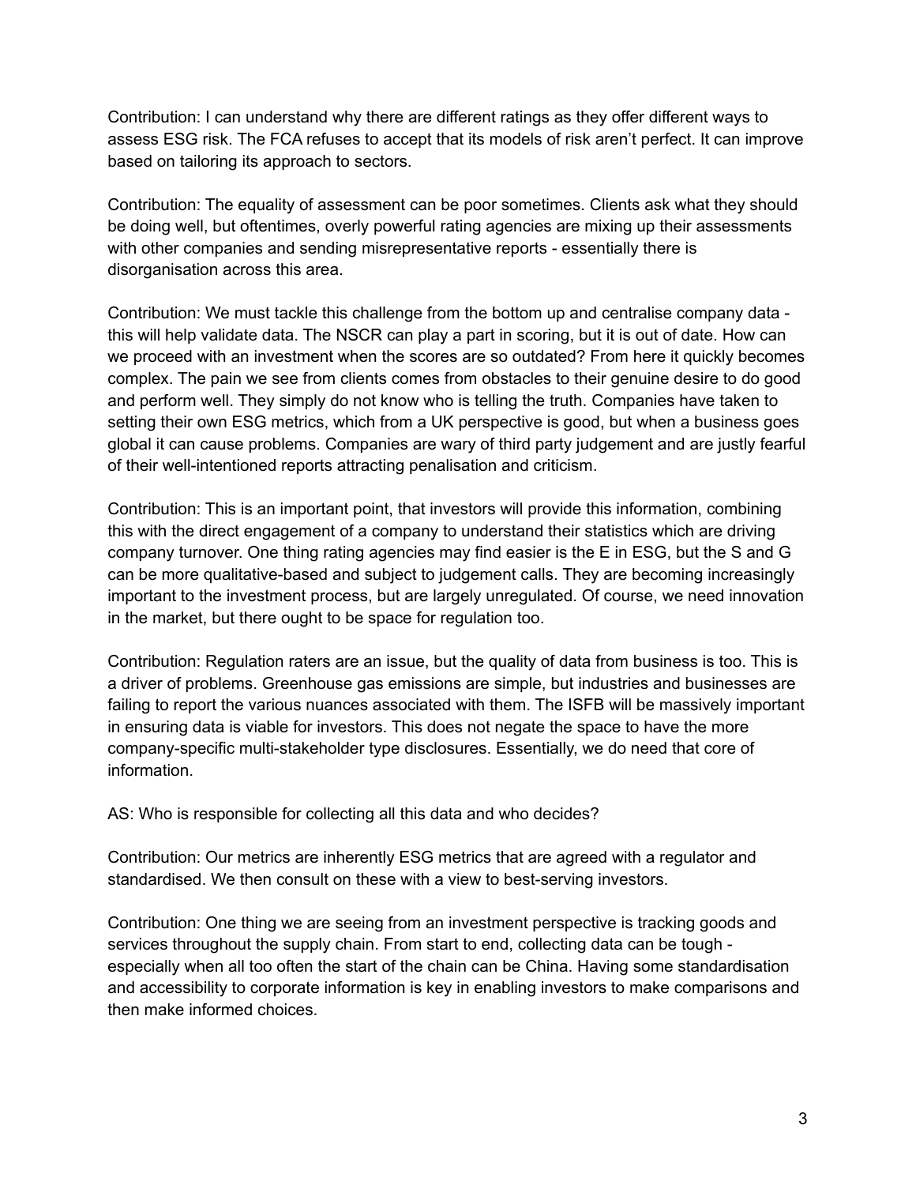Contribution: I can understand why there are different ratings as they offer different ways to assess ESG risk. The FCA refuses to accept that its models of risk aren't perfect. It can improve based on tailoring its approach to sectors.

Contribution: The equality of assessment can be poor sometimes. Clients ask what they should be doing well, but oftentimes, overly powerful rating agencies are mixing up their assessments with other companies and sending misrepresentative reports - essentially there is disorganisation across this area.

Contribution: We must tackle this challenge from the bottom up and centralise company data - this will help validate data. The NSCR can play a part in scoring, but it is out of date. How can we proceed with an investment when the scores are so outdated? From here it quickly becomes complex. The pain we see from clients comes from obstacles to their genuine desire to do good and perform well. They simply do not know who is telling the truth. Companies have taken to setting their own ESG metrics, which from a UK perspective is good, but when a business goes global it can cause problems. Companies are wary of third party judgement and are justly fearful of their well-intentioned reports attracting penalisation and criticism.

Contribution: This is an important point, that investors will provide this information, combining this with the direct engagement of a company to understand their statistics which are driving company turnover. One thing rating agencies may find easier is the E in ESG, but the S and G can be more qualitative-based and subject to judgement calls. They are becoming increasingly important to the investment process, but are largely unregulated. Of course, we need innovation in the market, but there ought to be space for regulation too.

Contribution: Regulation raters are an issue, but the quality of data from business is too. This is a driver of problems. Greenhouse gas emissions are simple, but industries and businesses are failing to report the various nuances associated with them. The ISFB will be massively important in ensuring data is viable for investors. This does not negate the space to have the more company-specific multi-stakeholder type disclosures. Essentially, we do need that core of information.

AS: Who is responsible for collecting all this data and who decides?

Contribution: Our metrics are inherently ESG metrics that are agreed with a regulator and standardised. We then consult on these with a view to best-serving investors.

Contribution: One thing we are seeing from an investment perspective is tracking goods and services throughout the supply chain. From start to end, collecting data can be tough - especially when all too often the start of the chain can be China. Having some standardisation and accessibility to corporate information is key in enabling investors to make comparisons and then make informed choices.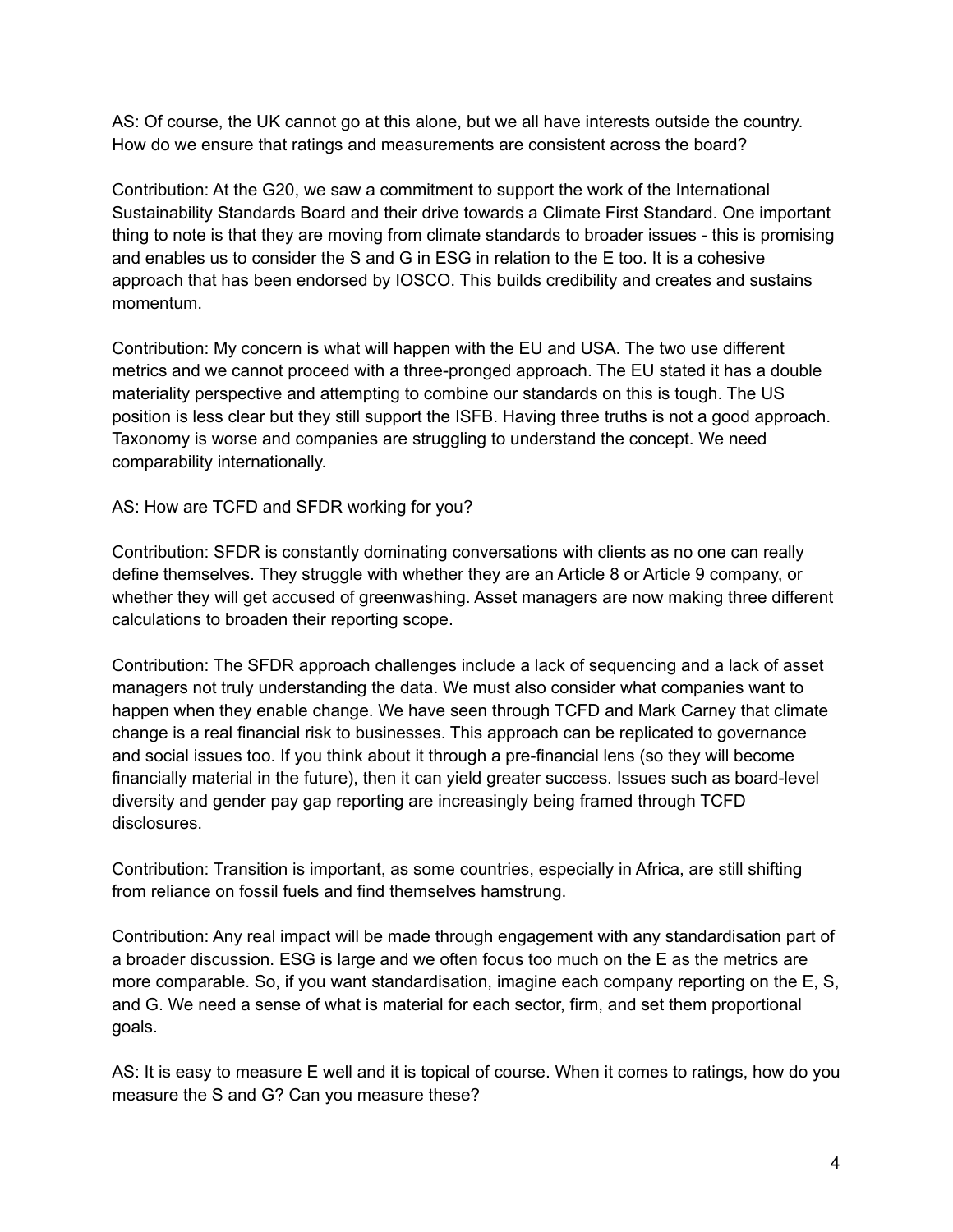AS: Of course, the UK cannot go at this alone, but we all have interests outside the country. How do we ensure that ratings and measurements are consistent across the board?

Contribution: At the G20, we saw a commitment to support the work of the International Sustainability Standards Board and their drive towards a Climate First Standard. One important thing to note is that they are moving from climate standards to broader issues - this is promising and enables us to consider the S and G in ESG in relation to the E too. It is a cohesive approach that has been endorsed by IOSCO. This builds credibility and creates and sustains momentum.

Contribution: My concern is what will happen with the EU and USA. The two use different metrics and we cannot proceed with a three-pronged approach. The EU stated it has a double materiality perspective and attempting to combine our standards on this is tough. The US position is less clear but they still support the ISFB. Having three truths is not a good approach. Taxonomy is worse and companies are struggling to understand the concept. We need comparability internationally.

AS: How are TCFD and SFDR working for you?

Contribution: SFDR is constantly dominating conversations with clients as no one can really define themselves. They struggle with whether they are an Article 8 or Article 9 company, or whether they will get accused of greenwashing. Asset managers are now making three different calculations to broaden their reporting scope.

Contribution: The SFDR approach challenges include a lack of sequencing and a lack of asset managers not truly understanding the data. We must also consider what companies want to happen when they enable change. We have seen through TCFD and Mark Carney that climate change is a real financial risk to businesses. This approach can be replicated to governance and social issues too. If you think about it through a pre-financial lens (so they will become financially material in the future), then it can yield greater success. Issues such as board-level diversity and gender pay gap reporting are increasingly being framed through TCFD disclosures.

Contribution: Transition is important, as some countries, especially in Africa, are still shifting from reliance on fossil fuels and find themselves hamstrung.

Contribution: Any real impact will be made through engagement with any standardisation part of a broader discussion. ESG is large and we often focus too much on the E as the metrics are more comparable. So, if you want standardisation, imagine each company reporting on the E, S, and G. We need a sense of what is material for each sector, firm, and set them proportional goals.

AS: It is easy to measure E well and it is topical of course. When it comes to ratings, how do you measure the S and G? Can you measure these?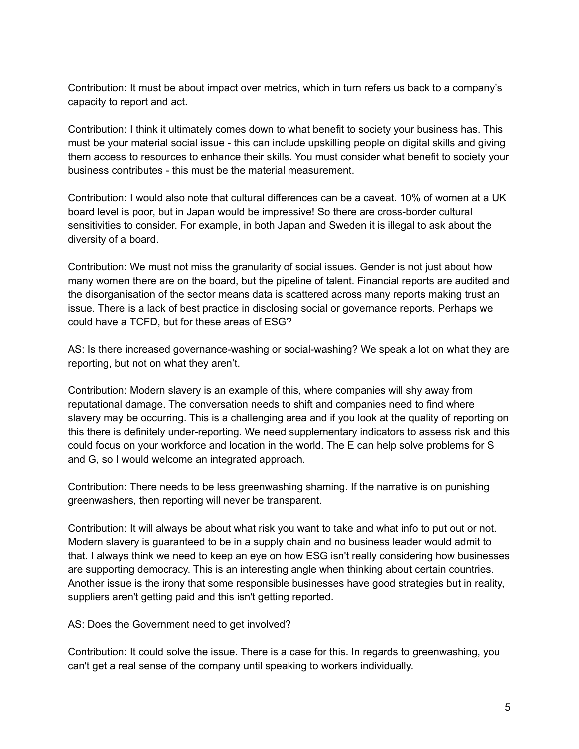Contribution: It must be about impact over metrics, which in turn refers us back to a company's capacity to report and act.

Contribution: I think it ultimately comes down to what benefit to society your business has. This must be your material social issue - this can include upskilling people on digital skills and giving them access to resources to enhance their skills. You must consider what benefit to society your business contributes - this must be the material measurement.

Contribution: I would also note that cultural differences can be a caveat. 10% of women at a UK board level is poor, but in Japan would be impressive! So there are cross-border cultural sensitivities to consider. For example, in both Japan and Sweden it is illegal to ask about the diversity of a board.

Contribution: We must not miss the granularity of social issues. Gender is not just about how many women there are on the board, but the pipeline of talent. Financial reports are audited and the disorganisation of the sector means data is scattered across many reports making trust an issue. There is a lack of best practice in disclosing social or governance reports. Perhaps we could have a TCFD, but for these areas of ESG?

AS: Is there increased governance-washing or social-washing? We speak a lot on what they are reporting, but not on what they aren't.

Contribution: Modern slavery is an example of this, where companies will shy away from reputational damage. The conversation needs to shift and companies need to find where slavery may be occurring. This is a challenging area and if you look at the quality of reporting on this there is definitely under-reporting. We need supplementary indicators to assess risk and this could focus on your workforce and location in the world. The E can help solve problems for S and G, so I would welcome an integrated approach.

Contribution: There needs to be less greenwashing shaming. If the narrative is on punishing greenwashers, then reporting will never be transparent.

Contribution: It will always be about what risk you want to take and what info to put out or not. Modern slavery is guaranteed to be in a supply chain and no business leader would admit to that. I always think we need to keep an eye on how ESG isn't really considering how businesses are supporting democracy. This is an interesting angle when thinking about certain countries. Another issue is the irony that some responsible businesses have good strategies but in reality, suppliers aren't getting paid and this isn't getting reported.

AS: Does the Government need to get involved?

Contribution: It could solve the issue. There is a case for this. In regards to greenwashing, you can't get a real sense of the company until speaking to workers individually.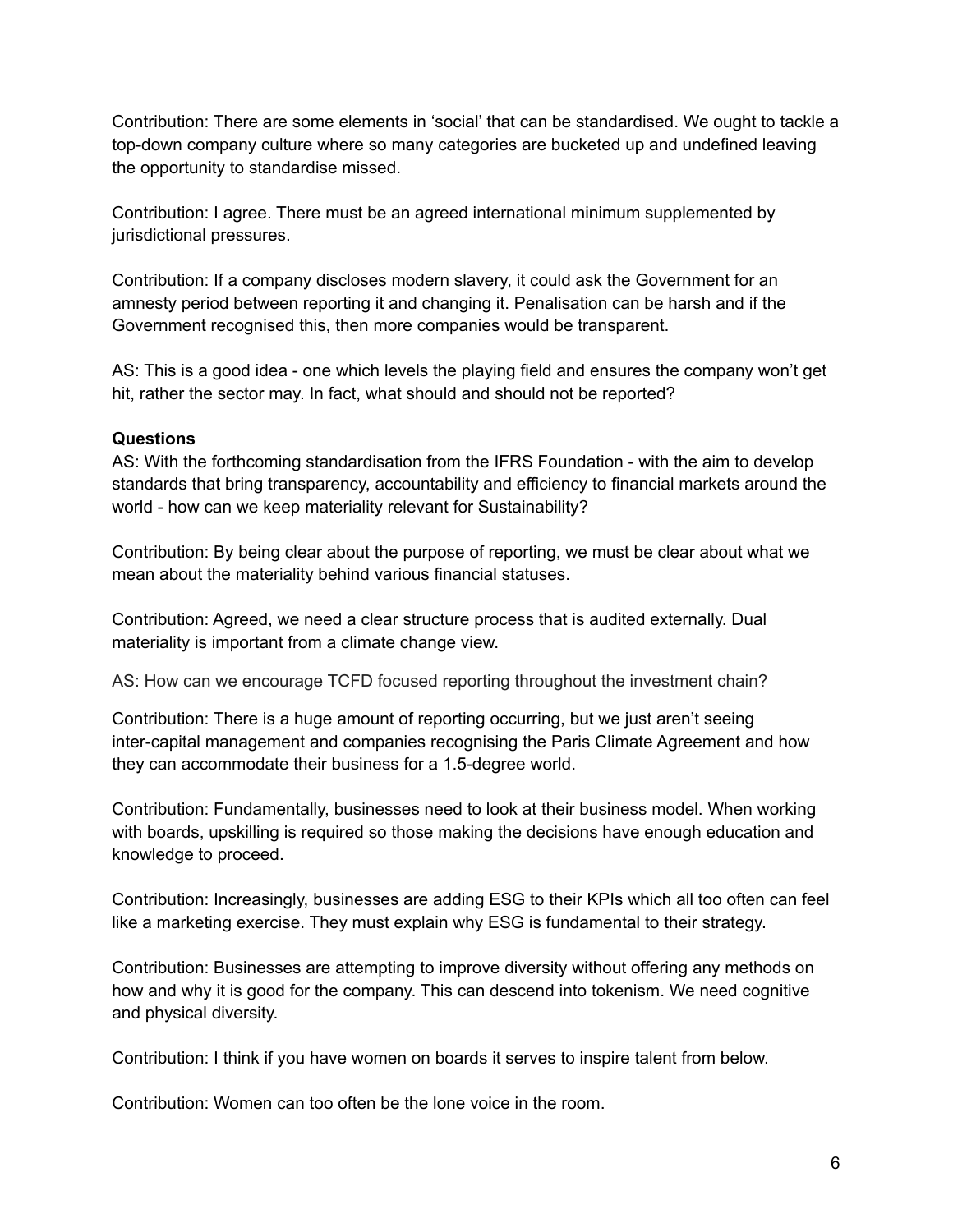Contribution: There are some elements in 'social' that can be standardised. We ought to tackle a top-down company culture where so many categories are bucketed up and undefined leaving the opportunity to standardise missed.

Contribution: I agree. There must be an agreed international minimum supplemented by jurisdictional pressures.

Contribution: If a company discloses modern slavery, it could ask the Government for an amnesty period between reporting it and changing it. Penalisation can be harsh and if the Government recognised this, then more companies would be transparent.

AS: This is a good idea - one which levels the playing field and ensures the company won't get hit, rather the sector may. In fact, what should and should not be reported?

**Questions**

AS: With the forthcoming standardisation from the IFRS Foundation - with the aim to develop standards that bring transparency, accountability and efficiency to financial markets around the world - how can we keep materiality relevant for Sustainability?

Contribution: By being clear about the purpose of reporting, we must be clear about what we mean about the materiality behind various financial statuses.

Contribution: Agreed, we need a clear structure process that is audited externally. Dual materiality is important from a climate change view.

AS: How can we encourage TCFD focused reporting throughout the investment chain?

Contribution: There is a huge amount of reporting occurring, but we just aren't seeing inter-capital management and companies recognising the Paris Climate Agreement and how they can accommodate their business for a 1.5-degree world.

Contribution: Fundamentally, businesses need to look at their business model. When working with boards, upskilling is required so those making the decisions have enough education and knowledge to proceed.

Contribution: Increasingly, businesses are adding ESG to their KPIs which all too often can feel like a marketing exercise. They must explain why ESG is fundamental to their strategy.

Contribution: Businesses are attempting to improve diversity without offering any methods on how and why it is good for the company. This can descend into tokenism. We need cognitive and physical diversity.

Contribution: I think if you have women on boards it serves to inspire talent from below.

Contribution: Women can too often be the lone voice in the room.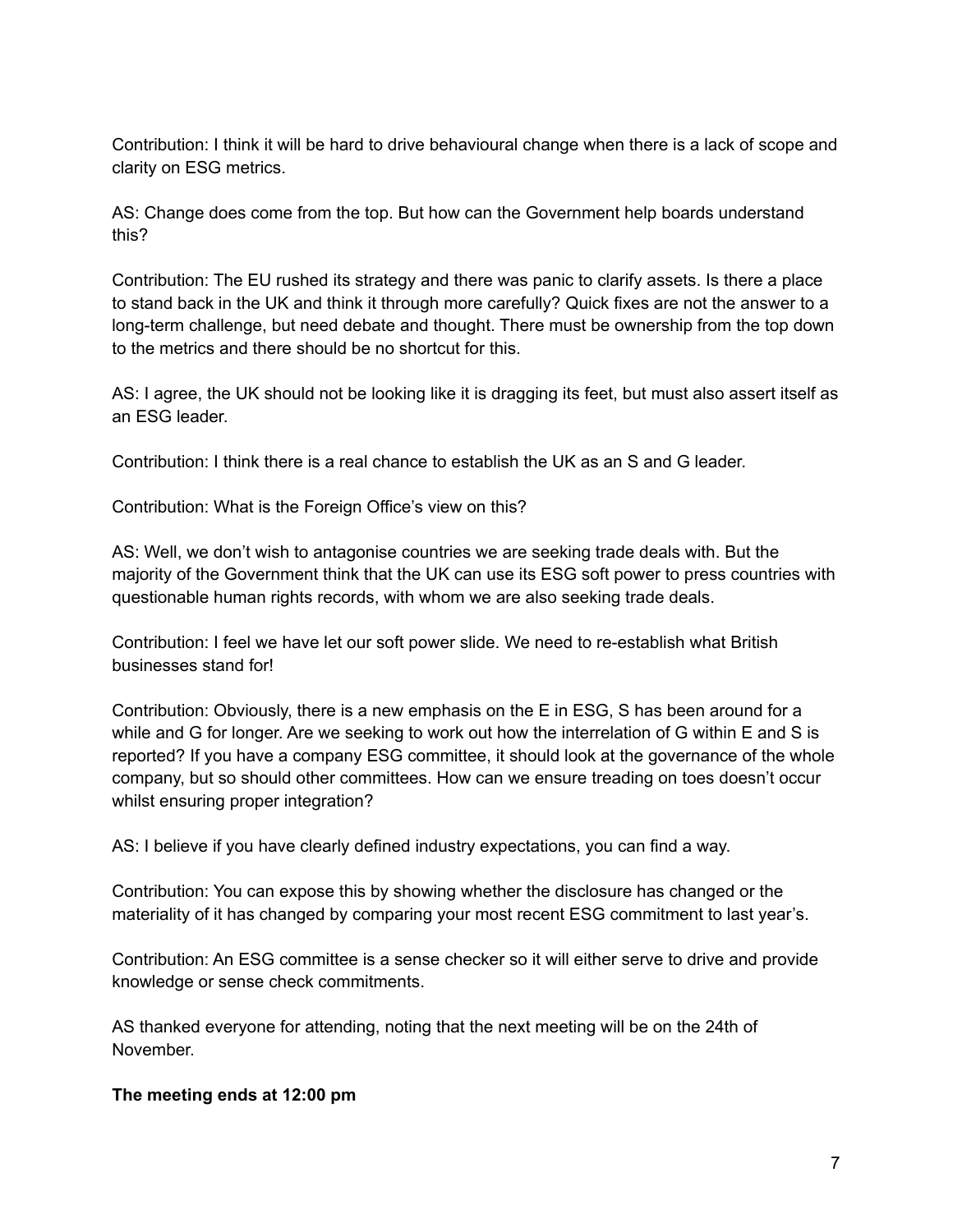Contribution: I think it will be hard to drive behavioural change when there is a lack of scope and clarity on ESG metrics.

AS: Change does come from the top. But how can the Government help boards understand this?

Contribution: The EU rushed its strategy and there was panic to clarify assets. Is there a place to stand back in the UK and think it through more carefully? Quick fixes are not the answer to a long-term challenge, but need debate and thought. There must be ownership from the top down to the metrics and there should be no shortcut for this.

AS: I agree, the UK should not be looking like it is dragging its feet, but must also assert itself as an ESG leader.

Contribution: I think there is a real chance to establish the UK as an S and G leader.

Contribution: What is the Foreign Office's view on this?

AS: Well, we don't wish to antagonise countries we are seeking trade deals with. But the majority of the Government think that the UK can use its ESG soft power to press countries with questionable human rights records, with whom we are also seeking trade deals.

Contribution: I feel we have let our soft power slide. We need to re-establish what British businesses stand for!

Contribution: Obviously, there is a new emphasis on the E in ESG, S has been around for a while and G for longer. Are we seeking to work out how the interrelation of G within E and S is reported? If you have a company ESG committee, it should look at the governance of the whole company, but so should other committees. How can we ensure treading on toes doesn't occur whilst ensuring proper integration?

AS: I believe if you have clearly defined industry expectations, you can find a way.

Contribution: You can expose this by showing whether the disclosure has changed or the materiality of it has changed by comparing your most recent ESG commitment to last year's.

Contribution: An ESG committee is a sense checker so it will either serve to drive and provide knowledge or sense check commitments.

AS thanked everyone for attending, noting that the next meeting will be on the 24th of November.

**The meeting ends at 12:00 pm**